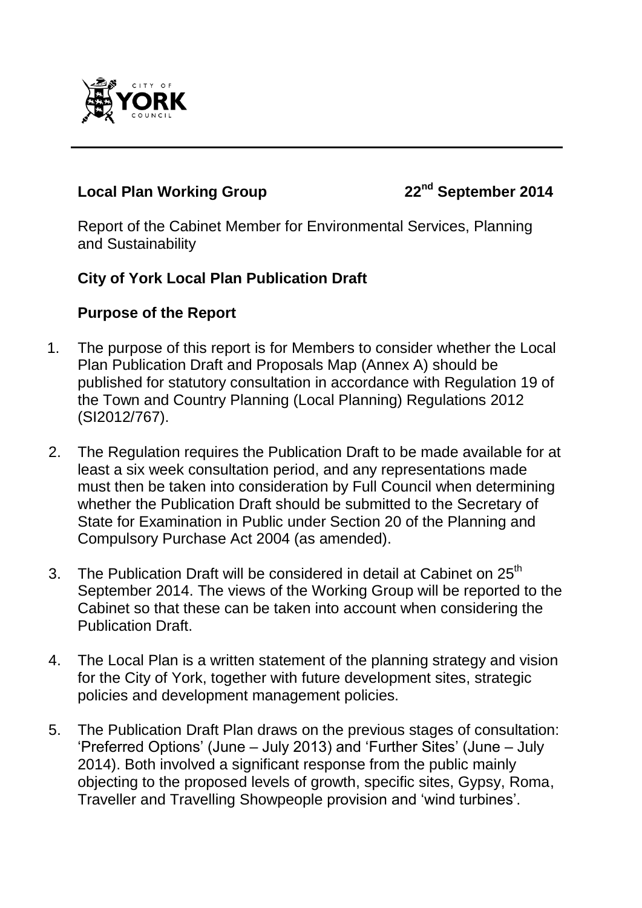**Local Plan Working Group** **22nd September 2014**

Report of the Cabinet Member for Environmental Services, Planning and Sustainability

**City of York Local Plan Publication Draft**

**Purpose of the Report**

1. The purpose of this report is for Members to consider whether the Local Plan Publication Draft and Proposals Map (Annex A) should be published for statutory consultation in accordance with Regulation 19 of the Town and Country Planning (Local Planning) Regulations 2012 (SI2012/767).

2. The Regulation requires the Publication Draft to be made available for at least a six week consultation period, and any representations made must then be taken into consideration by Full Council when determining whether the Publication Draft should be submitted to the Secretary of State for Examination in Public under Section 20 of the Planning and Compulsory Purchase Act 2004 (as amended).

3. The Publication Draft will be considered in detail at Cabinet on 25th September 2014. The views of the Working Group will be reported to the Cabinet so that these can be taken into account when considering the Publication Draft.

4. The Local Plan is a written statement of the planning strategy and vision for the City of York, together with future development sites, strategic policies and development management policies.

5. The Publication Draft Plan draws on the previous stages of consultation: 'Preferred Options' (June – July 2013) and 'Further Sites' (June – July 2014). Both involved a significant response from the public mainly objecting to the proposed levels of growth, specific sites, Gypsy, Roma, Traveller and Travelling Showpeople provision and 'wind turbines'.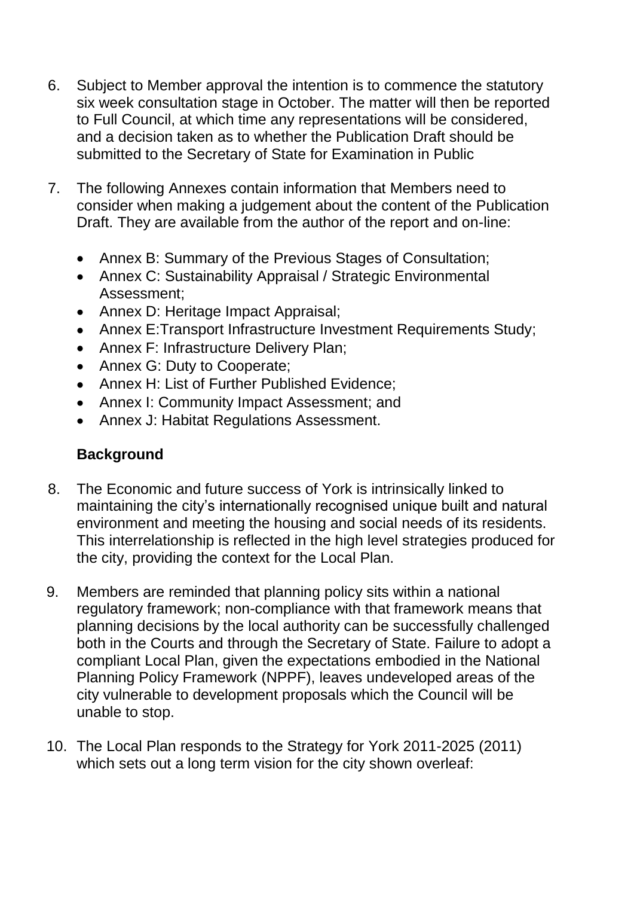6. Subject to Member approval the intention is to commence the statutory six week consultation stage in October. The matter will then be reported to Full Council, at which time any representations will be considered, and a decision taken as to whether the Publication Draft should be submitted to the Secretary of State for Examination in Public

7. The following Annexes contain information that Members need to consider when making a judgement about the content of the Publication Draft. They are available from the author of the report and on-line:

   - Annex B: Summary of the Previous Stages of Consultation;
   - Annex C: Sustainability Appraisal / Strategic Environmental Assessment;
   - Annex D: Heritage Impact Appraisal;
   - Annex E:Transport Infrastructure Investment Requirements Study;
   - Annex F: Infrastructure Delivery Plan;
   - Annex G: Duty to Cooperate;
   - Annex H: List of Further Published Evidence;
   - Annex I: Community Impact Assessment; and
   - Annex J: Habitat Regulations Assessment.

**Background**

8. The Economic and future success of York is intrinsically linked to maintaining the city's internationally recognised unique built and natural environment and meeting the housing and social needs of its residents. This interrelationship is reflected in the high level strategies produced for the city, providing the context for the Local Plan.

9. Members are reminded that planning policy sits within a national regulatory framework; non-compliance with that framework means that planning decisions by the local authority can be successfully challenged both in the Courts and through the Secretary of State. Failure to adopt a compliant Local Plan, given the expectations embodied in the National Planning Policy Framework (NPPF), leaves undeveloped areas of the city vulnerable to development proposals which the Council will be unable to stop.

10. The Local Plan responds to the Strategy for York 2011-2025 (2011) which sets out a long term vision for the city shown overleaf: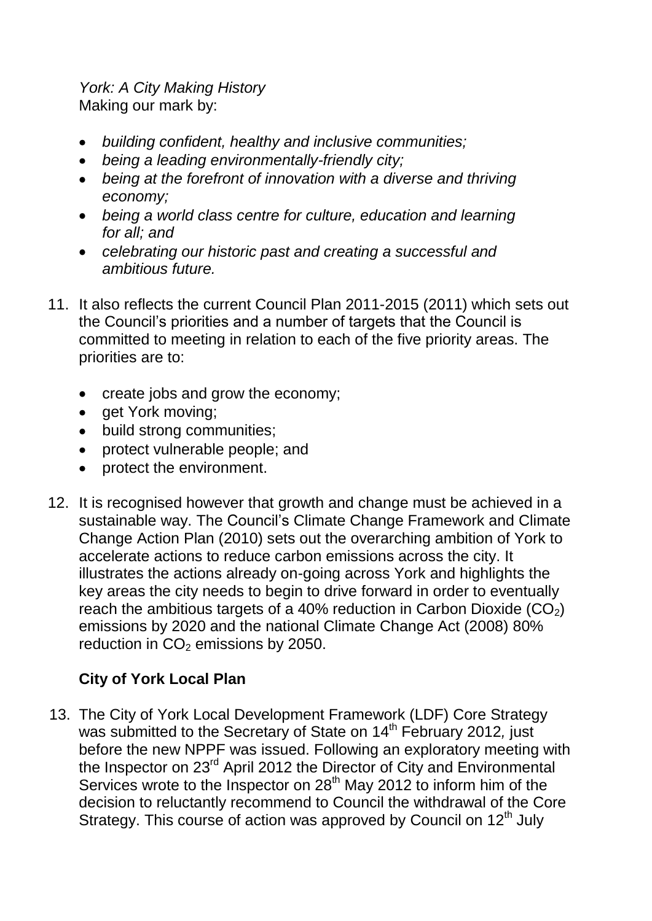*York: A City Making History*
Making our mark by:

- *building confident, healthy and inclusive communities;*
- *being a leading environmentally-friendly city;*
- *being at the forefront of innovation with a diverse and thriving economy;*
- *being a world class centre for culture, education and learning for all; and*
- *celebrating our historic past and creating a successful and ambitious future.*

11. It also reflects the current Council Plan 2011-2015 (2011) which sets out the Council's priorities and a number of targets that the Council is committed to meeting in relation to each of the five priority areas. The priorities are to:

    - create jobs and grow the economy;
    - get York moving;
    - build strong communities;
    - protect vulnerable people; and
    - protect the environment.

12. It is recognised however that growth and change must be achieved in a sustainable way. The Council's Climate Change Framework and Climate Change Action Plan (2010) sets out the overarching ambition of York to accelerate actions to reduce carbon emissions across the city. It illustrates the actions already on-going across York and highlights the key areas the city needs to begin to drive forward in order to eventually reach the ambitious targets of a 40% reduction in Carbon Dioxide ($CO_2$) emissions by 2020 and the national Climate Change Act (2008) 80% reduction in $CO_2$ emissions by 2050.

**City of York Local Plan**

13. The City of York Local Development Framework (LDF) Core Strategy was submitted to the Secretary of State on 14th February 2012, just before the new NPPF was issued. Following an exploratory meeting with the Inspector on 23rd April 2012 the Director of City and Environmental Services wrote to the Inspector on 28th May 2012 to inform him of the decision to reluctantly recommend to Council the withdrawal of the Core Strategy. This course of action was approved by Council on 12th July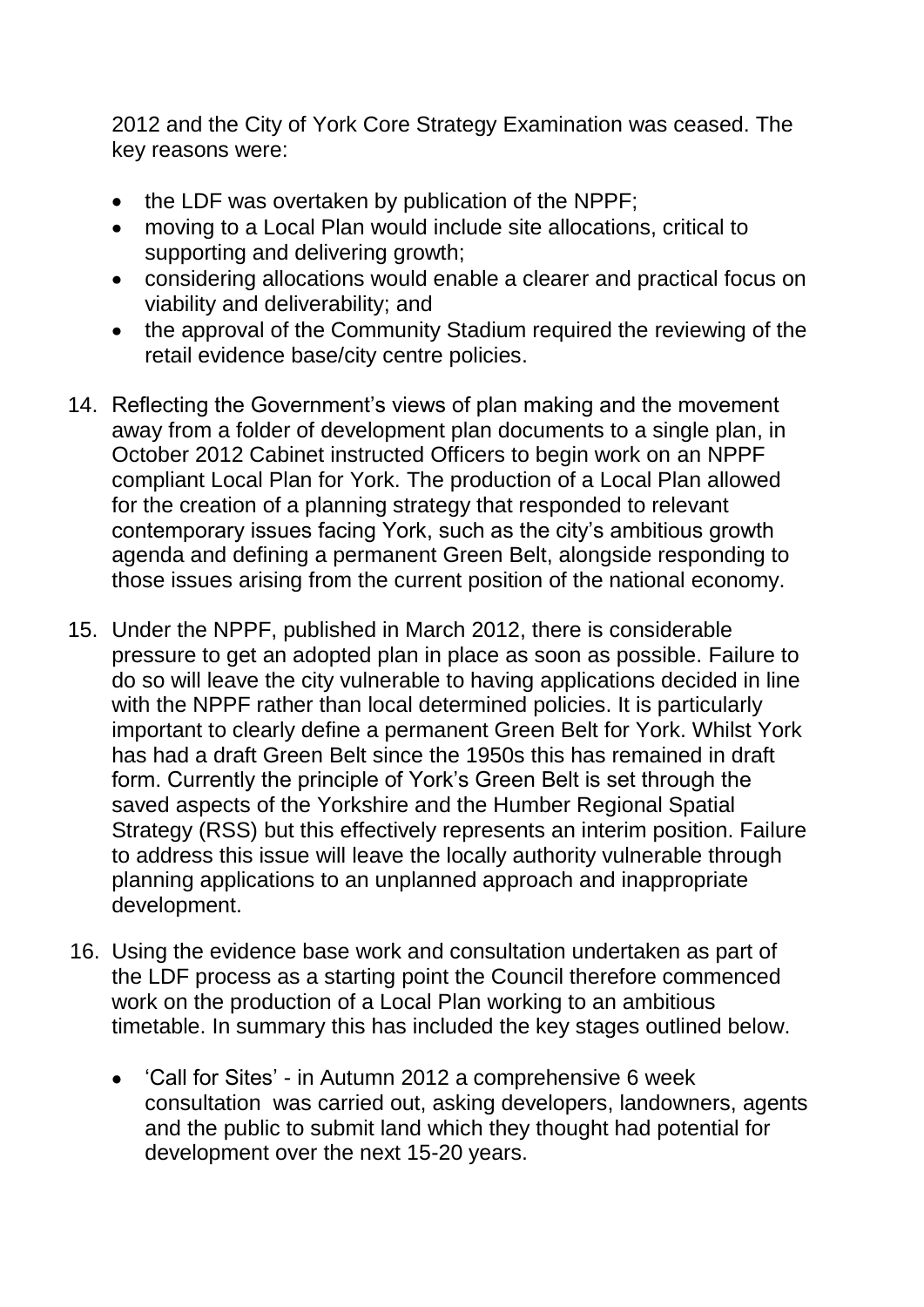2012 and the City of York Core Strategy Examination was ceased. The key reasons were:

- the LDF was overtaken by publication of the NPPF;
- moving to a Local Plan would include site allocations, critical to supporting and delivering growth;
- considering allocations would enable a clearer and practical focus on viability and deliverability; and
- the approval of the Community Stadium required the reviewing of the retail evidence base/city centre policies.

14. Reflecting the Government's views of plan making and the movement away from a folder of development plan documents to a single plan, in October 2012 Cabinet instructed Officers to begin work on an NPPF compliant Local Plan for York. The production of a Local Plan allowed for the creation of a planning strategy that responded to relevant contemporary issues facing York, such as the city's ambitious growth agenda and defining a permanent Green Belt, alongside responding to those issues arising from the current position of the national economy.

15. Under the NPPF, published in March 2012, there is considerable pressure to get an adopted plan in place as soon as possible. Failure to do so will leave the city vulnerable to having applications decided in line with the NPPF rather than local determined policies. It is particularly important to clearly define a permanent Green Belt for York. Whilst York has had a draft Green Belt since the 1950s this has remained in draft form. Currently the principle of York's Green Belt is set through the saved aspects of the Yorkshire and the Humber Regional Spatial Strategy (RSS) but this effectively represents an interim position. Failure to address this issue will leave the locally authority vulnerable through planning applications to an unplanned approach and inappropriate development.

16. Using the evidence base work and consultation undertaken as part of the LDF process as a starting point the Council therefore commenced work on the production of a Local Plan working to an ambitious timetable. In summary this has included the key stages outlined below.

    - 'Call for Sites' - in Autumn 2012 a comprehensive 6 week consultation was carried out, asking developers, landowners, agents and the public to submit land which they thought had potential for development over the next 15-20 years.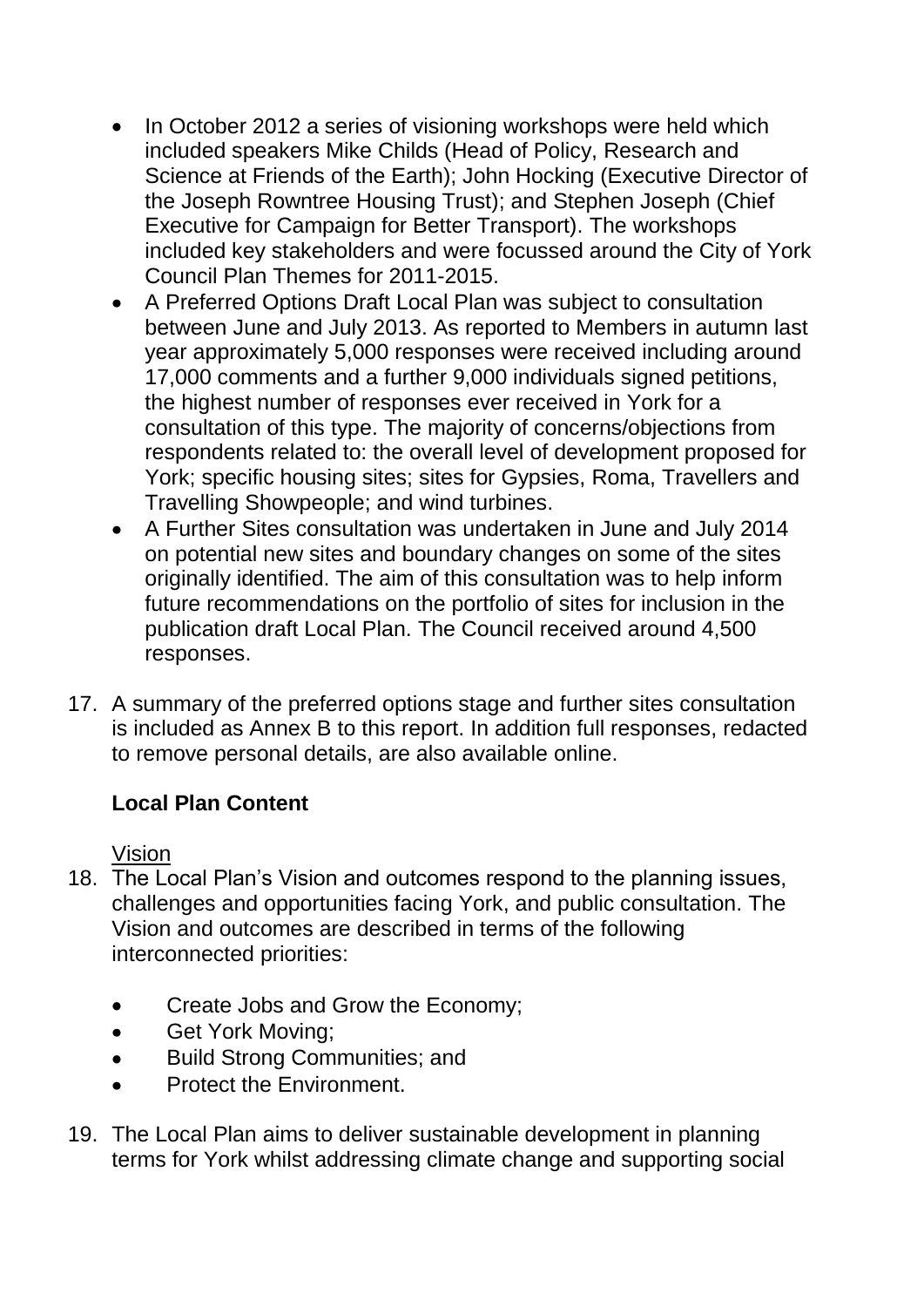- In October 2012 a series of visioning workshops were held which included speakers Mike Childs (Head of Policy, Research and Science at Friends of the Earth); John Hocking (Executive Director of the Joseph Rowntree Housing Trust); and Stephen Joseph (Chief Executive for Campaign for Better Transport). The workshops included key stakeholders and were focussed around the City of York Council Plan Themes for 2011-2015.
- A Preferred Options Draft Local Plan was subject to consultation between June and July 2013. As reported to Members in autumn last year approximately 5,000 responses were received including around 17,000 comments and a further 9,000 individuals signed petitions, the highest number of responses ever received in York for a consultation of this type. The majority of concerns/objections from respondents related to: the overall level of development proposed for York; specific housing sites; sites for Gypsies, Roma, Travellers and Travelling Showpeople; and wind turbines.
- A Further Sites consultation was undertaken in June and July 2014 on potential new sites and boundary changes on some of the sites originally identified. The aim of this consultation was to help inform future recommendations on the portfolio of sites for inclusion in the publication draft Local Plan. The Council received around 4,500 responses.

17. A summary of the preferred options stage and further sites consultation is included as Annex B to this report. In addition full responses, redacted to remove personal details, are also available online.

**Local Plan Content**

Vision

18. The Local Plan's Vision and outcomes respond to the planning issues, challenges and opportunities facing York, and public consultation. The Vision and outcomes are described in terms of the following interconnected priorities:

    - Create Jobs and Grow the Economy;
    - Get York Moving;
    - Build Strong Communities; and
    - Protect the Environment.

19. The Local Plan aims to deliver sustainable development in planning terms for York whilst addressing climate change and supporting social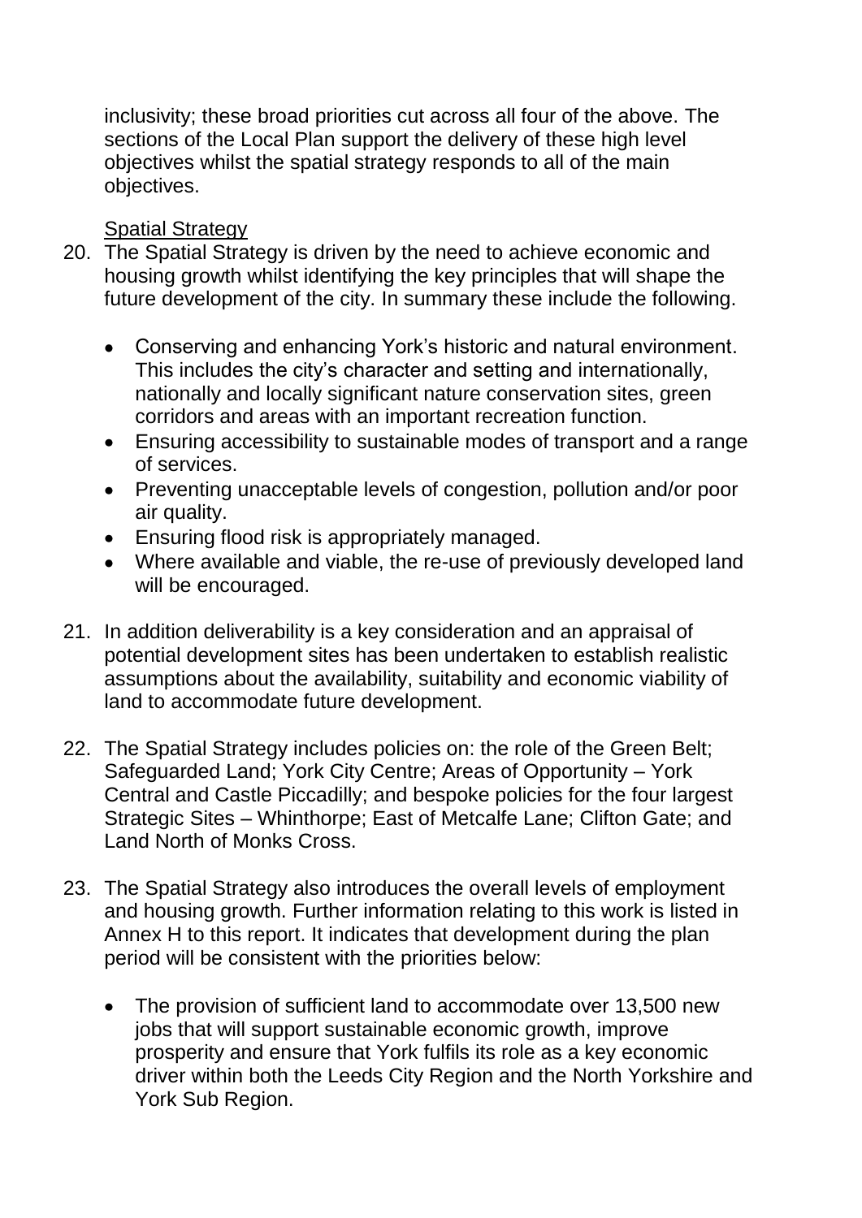inclusivity; these broad priorities cut across all four of the above. The sections of the Local Plan support the delivery of these high level objectives whilst the spatial strategy responds to all of the main objectives.

Spatial Strategy

20. The Spatial Strategy is driven by the need to achieve economic and housing growth whilst identifying the key principles that will shape the future development of the city. In summary these include the following.

    - Conserving and enhancing York's historic and natural environment. This includes the city's character and setting and internationally, nationally and locally significant nature conservation sites, green corridors and areas with an important recreation function.
    - Ensuring accessibility to sustainable modes of transport and a range of services.
    - Preventing unacceptable levels of congestion, pollution and/or poor air quality.
    - Ensuring flood risk is appropriately managed.
    - Where available and viable, the re-use of previously developed land will be encouraged.

21. In addition deliverability is a key consideration and an appraisal of potential development sites has been undertaken to establish realistic assumptions about the availability, suitability and economic viability of land to accommodate future development.

22. The Spatial Strategy includes policies on: the role of the Green Belt; Safeguarded Land; York City Centre; Areas of Opportunity – York Central and Castle Piccadilly; and bespoke policies for the four largest Strategic Sites – Whinthorpe; East of Metcalfe Lane; Clifton Gate; and Land North of Monks Cross.

23. The Spatial Strategy also introduces the overall levels of employment and housing growth. Further information relating to this work is listed in Annex H to this report. It indicates that development during the plan period will be consistent with the priorities below:

    - The provision of sufficient land to accommodate over 13,500 new jobs that will support sustainable economic growth, improve prosperity and ensure that York fulfils its role as a key economic driver within both the Leeds City Region and the North Yorkshire and York Sub Region.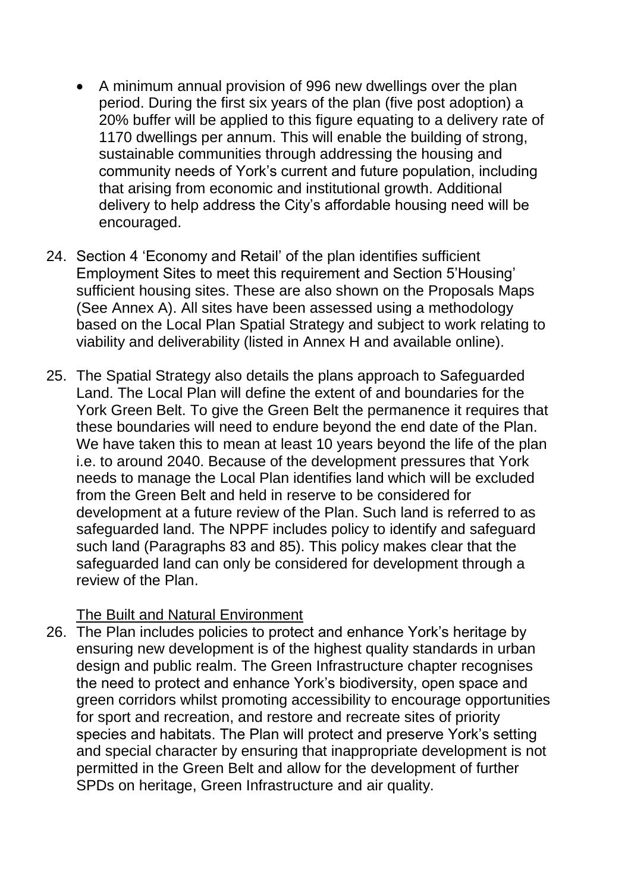- A minimum annual provision of 996 new dwellings over the plan period. During the first six years of the plan (five post adoption) a 20% buffer will be applied to this figure equating to a delivery rate of 1170 dwellings per annum. This will enable the building of strong, sustainable communities through addressing the housing and community needs of York's current and future population, including that arising from economic and institutional growth. Additional delivery to help address the City's affordable housing need will be encouraged.

24. Section 4 'Economy and Retail' of the plan identifies sufficient Employment Sites to meet this requirement and Section 5'Housing' sufficient housing sites. These are also shown on the Proposals Maps (See Annex A). All sites have been assessed using a methodology based on the Local Plan Spatial Strategy and subject to work relating to viability and deliverability (listed in Annex H and available online).

25. The Spatial Strategy also details the plans approach to Safeguarded Land. The Local Plan will define the extent of and boundaries for the York Green Belt. To give the Green Belt the permanence it requires that these boundaries will need to endure beyond the end date of the Plan. We have taken this to mean at least 10 years beyond the life of the plan i.e. to around 2040. Because of the development pressures that York needs to manage the Local Plan identifies land which will be excluded from the Green Belt and held in reserve to be considered for development at a future review of the Plan. Such land is referred to as safeguarded land. The NPPF includes policy to identify and safeguard such land (Paragraphs 83 and 85). This policy makes clear that the safeguarded land can only be considered for development through a review of the Plan.

<u>The Built and Natural Environment</u>

26. The Plan includes policies to protect and enhance York's heritage by ensuring new development is of the highest quality standards in urban design and public realm. The Green Infrastructure chapter recognises the need to protect and enhance York's biodiversity, open space and green corridors whilst promoting accessibility to encourage opportunities for sport and recreation, and restore and recreate sites of priority species and habitats. The Plan will protect and preserve York's setting and special character by ensuring that inappropriate development is not permitted in the Green Belt and allow for the development of further SPDs on heritage, Green Infrastructure and air quality.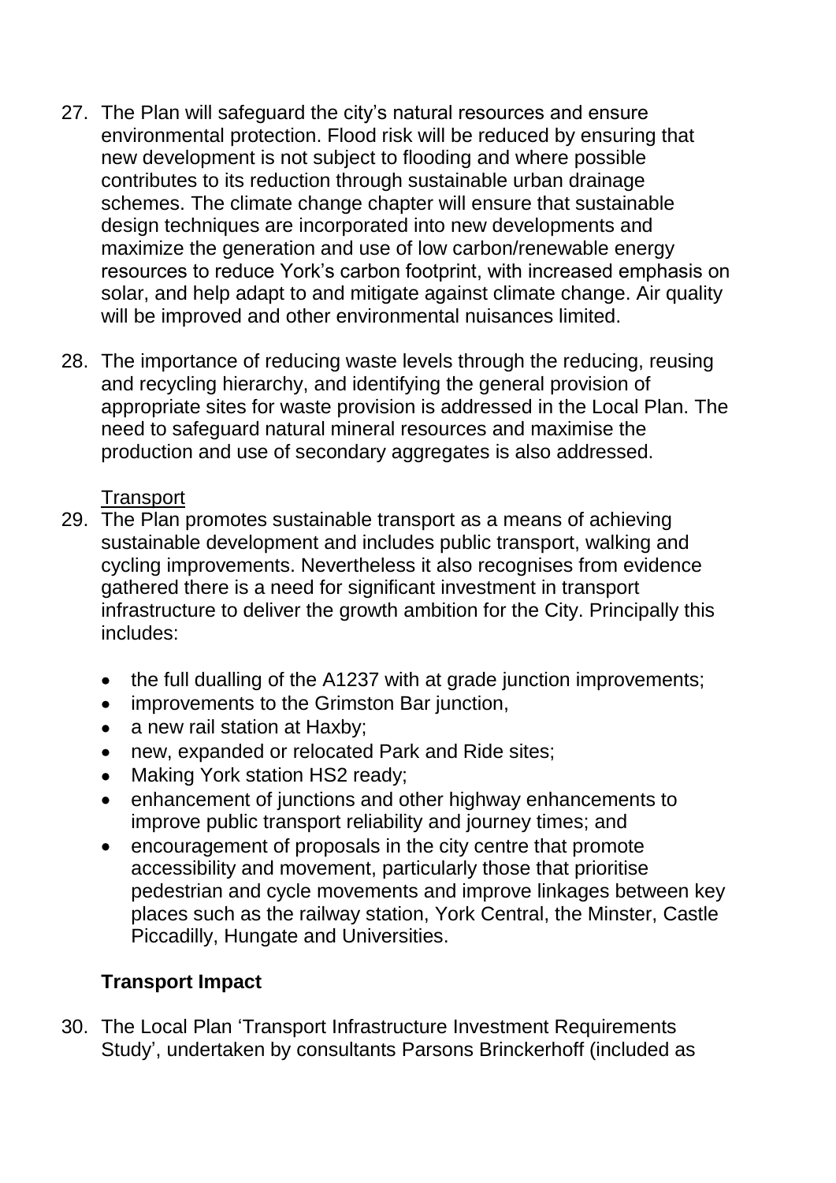27. The Plan will safeguard the city's natural resources and ensure environmental protection. Flood risk will be reduced by ensuring that new development is not subject to flooding and where possible contributes to its reduction through sustainable urban drainage schemes. The climate change chapter will ensure that sustainable design techniques are incorporated into new developments and maximize the generation and use of low carbon/renewable energy resources to reduce York's carbon footprint, with increased emphasis on solar, and help adapt to and mitigate against climate change. Air quality will be improved and other environmental nuisances limited.

28. The importance of reducing waste levels through the reducing, reusing and recycling hierarchy, and identifying the general provision of appropriate sites for waste provision is addressed in the Local Plan. The need to safeguard natural mineral resources and maximise the production and use of secondary aggregates is also addressed.

Transport

29. The Plan promotes sustainable transport as a means of achieving sustainable development and includes public transport, walking and cycling improvements. Nevertheless it also recognises from evidence gathered there is a need for significant investment in transport infrastructure to deliver the growth ambition for the City. Principally this includes:

    - the full dualling of the A1237 with at grade junction improvements;
    - improvements to the Grimston Bar junction,
    - a new rail station at Haxby;
    - new, expanded or relocated Park and Ride sites;
    - Making York station HS2 ready;
    - enhancement of junctions and other highway enhancements to improve public transport reliability and journey times; and
    - encouragement of proposals in the city centre that promote accessibility and movement, particularly those that prioritise pedestrian and cycle movements and improve linkages between key places such as the railway station, York Central, the Minster, Castle Piccadilly, Hungate and Universities.

**Transport Impact**

30. The Local Plan 'Transport Infrastructure Investment Requirements Study', undertaken by consultants Parsons Brinckerhoff (included as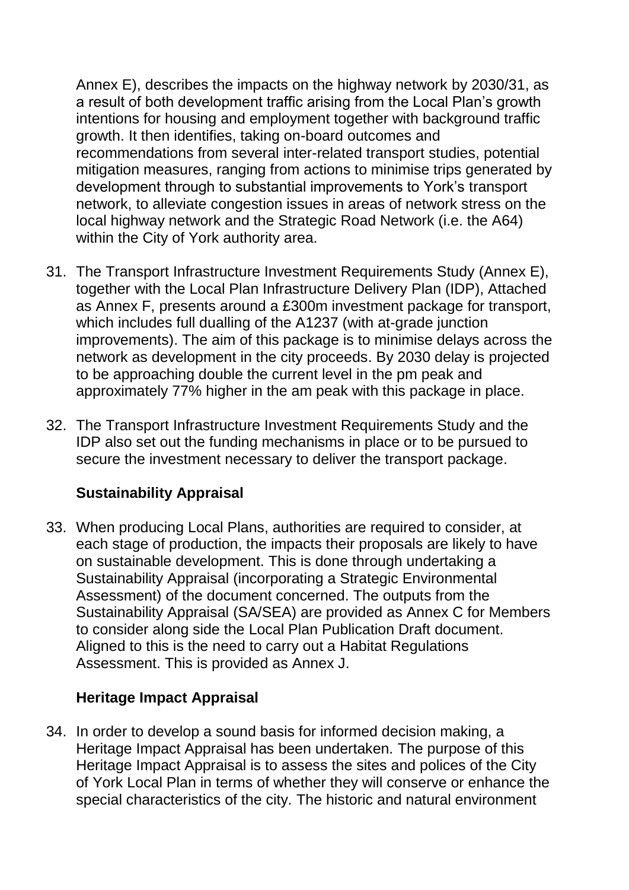Annex E), describes the impacts on the highway network by 2030/31, as a result of both development traffic arising from the Local Plan's growth intentions for housing and employment together with background traffic growth. It then identifies, taking on-board outcomes and recommendations from several inter-related transport studies, potential mitigation measures, ranging from actions to minimise trips generated by development through to substantial improvements to York's transport network, to alleviate congestion issues in areas of network stress on the local highway network and the Strategic Road Network (i.e. the A64) within the City of York authority area.

31. The Transport Infrastructure Investment Requirements Study (Annex E), together with the Local Plan Infrastructure Delivery Plan (IDP), Attached as Annex F, presents around a £300m investment package for transport, which includes full dualling of the A1237 (with at-grade junction improvements). The aim of this package is to minimise delays across the network as development in the city proceeds. By 2030 delay is projected to be approaching double the current level in the pm peak and approximately 77% higher in the am peak with this package in place.

32. The Transport Infrastructure Investment Requirements Study and the IDP also set out the funding mechanisms in place or to be pursued to secure the investment necessary to deliver the transport package.

**Sustainability Appraisal**

33. When producing Local Plans, authorities are required to consider, at each stage of production, the impacts their proposals are likely to have on sustainable development. This is done through undertaking a Sustainability Appraisal (incorporating a Strategic Environmental Assessment) of the document concerned. The outputs from the Sustainability Appraisal (SA/SEA) are provided as Annex C for Members to consider along side the Local Plan Publication Draft document. Aligned to this is the need to carry out a Habitat Regulations Assessment. This is provided as Annex J.

**Heritage Impact Appraisal**

34. In order to develop a sound basis for informed decision making, a Heritage Impact Appraisal has been undertaken. The purpose of this Heritage Impact Appraisal is to assess the sites and polices of the City of York Local Plan in terms of whether they will conserve or enhance the special characteristics of the city. The historic and natural environment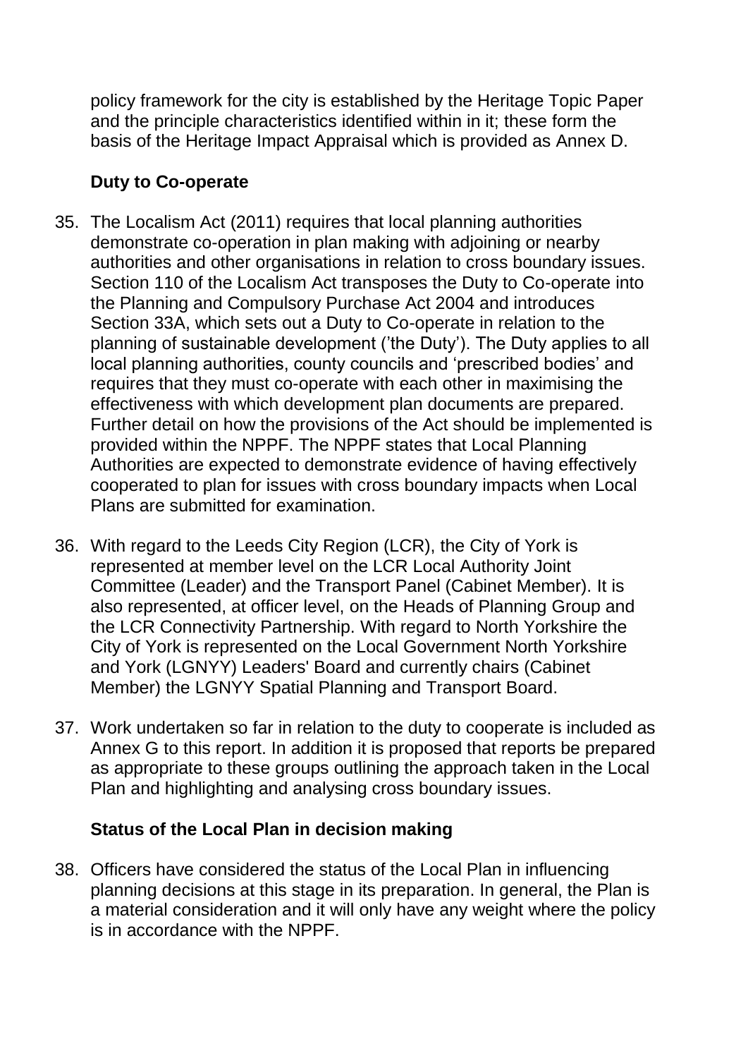policy framework for the city is established by the Heritage Topic Paper and the principle characteristics identified within in it; these form the basis of the Heritage Impact Appraisal which is provided as Annex D.

### Duty to Co-operate

35. The Localism Act (2011) requires that local planning authorities demonstrate co-operation in plan making with adjoining or nearby authorities and other organisations in relation to cross boundary issues. Section 110 of the Localism Act transposes the Duty to Co-operate into the Planning and Compulsory Purchase Act 2004 and introduces Section 33A, which sets out a Duty to Co-operate in relation to the planning of sustainable development ('the Duty'). The Duty applies to all local planning authorities, county councils and 'prescribed bodies' and requires that they must co-operate with each other in maximising the effectiveness with which development plan documents are prepared. Further detail on how the provisions of the Act should be implemented is provided within the NPPF. The NPPF states that Local Planning Authorities are expected to demonstrate evidence of having effectively cooperated to plan for issues with cross boundary impacts when Local Plans are submitted for examination.

36. With regard to the Leeds City Region (LCR), the City of York is represented at member level on the LCR Local Authority Joint Committee (Leader) and the Transport Panel (Cabinet Member). It is also represented, at officer level, on the Heads of Planning Group and the LCR Connectivity Partnership. With regard to North Yorkshire the City of York is represented on the Local Government North Yorkshire and York (LGNYY) Leaders' Board and currently chairs (Cabinet Member) the LGNYY Spatial Planning and Transport Board.

37. Work undertaken so far in relation to the duty to cooperate is included as Annex G to this report. In addition it is proposed that reports be prepared as appropriate to these groups outlining the approach taken in the Local Plan and highlighting and analysing cross boundary issues.

### Status of the Local Plan in decision making

38. Officers have considered the status of the Local Plan in influencing planning decisions at this stage in its preparation. In general, the Plan is a material consideration and it will only have any weight where the policy is in accordance with the NPPF.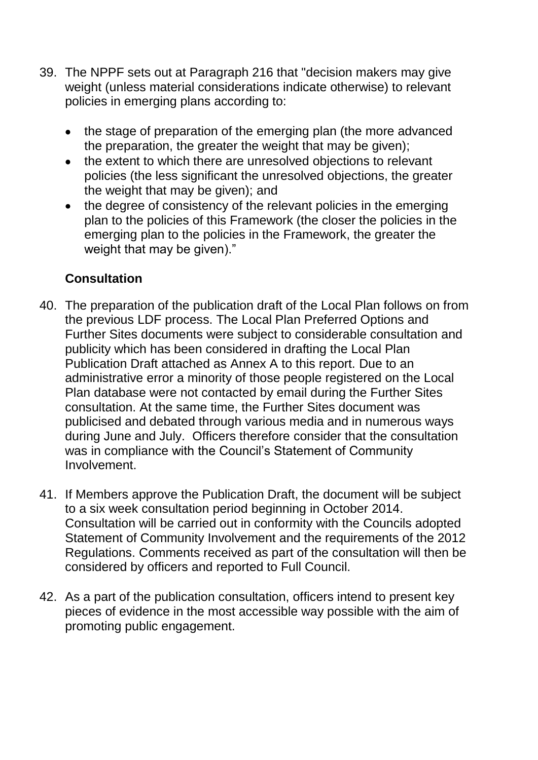39. The NPPF sets out at Paragraph 216 that "decision makers may give weight (unless material considerations indicate otherwise) to relevant policies in emerging plans according to:

    - the stage of preparation of the emerging plan (the more advanced the preparation, the greater the weight that may be given);
    - the extent to which there are unresolved objections to relevant policies (the less significant the unresolved objections, the greater the weight that may be given); and
    - the degree of consistency of the relevant policies in the emerging plan to the policies of this Framework (the closer the policies in the emerging plan to the policies in the Framework, the greater the weight that may be given)."

### Consultation

40. The preparation of the publication draft of the Local Plan follows on from the previous LDF process. The Local Plan Preferred Options and Further Sites documents were subject to considerable consultation and publicity which has been considered in drafting the Local Plan Publication Draft attached as Annex A to this report. Due to an administrative error a minority of those people registered on the Local Plan database were not contacted by email during the Further Sites consultation. At the same time, the Further Sites document was publicised and debated through various media and in numerous ways during June and July. Officers therefore consider that the consultation was in compliance with the Council's Statement of Community Involvement.

41. If Members approve the Publication Draft, the document will be subject to a six week consultation period beginning in October 2014. Consultation will be carried out in conformity with the Councils adopted Statement of Community Involvement and the requirements of the 2012 Regulations. Comments received as part of the consultation will then be considered by officers and reported to Full Council.

42. As a part of the publication consultation, officers intend to present key pieces of evidence in the most accessible way possible with the aim of promoting public engagement.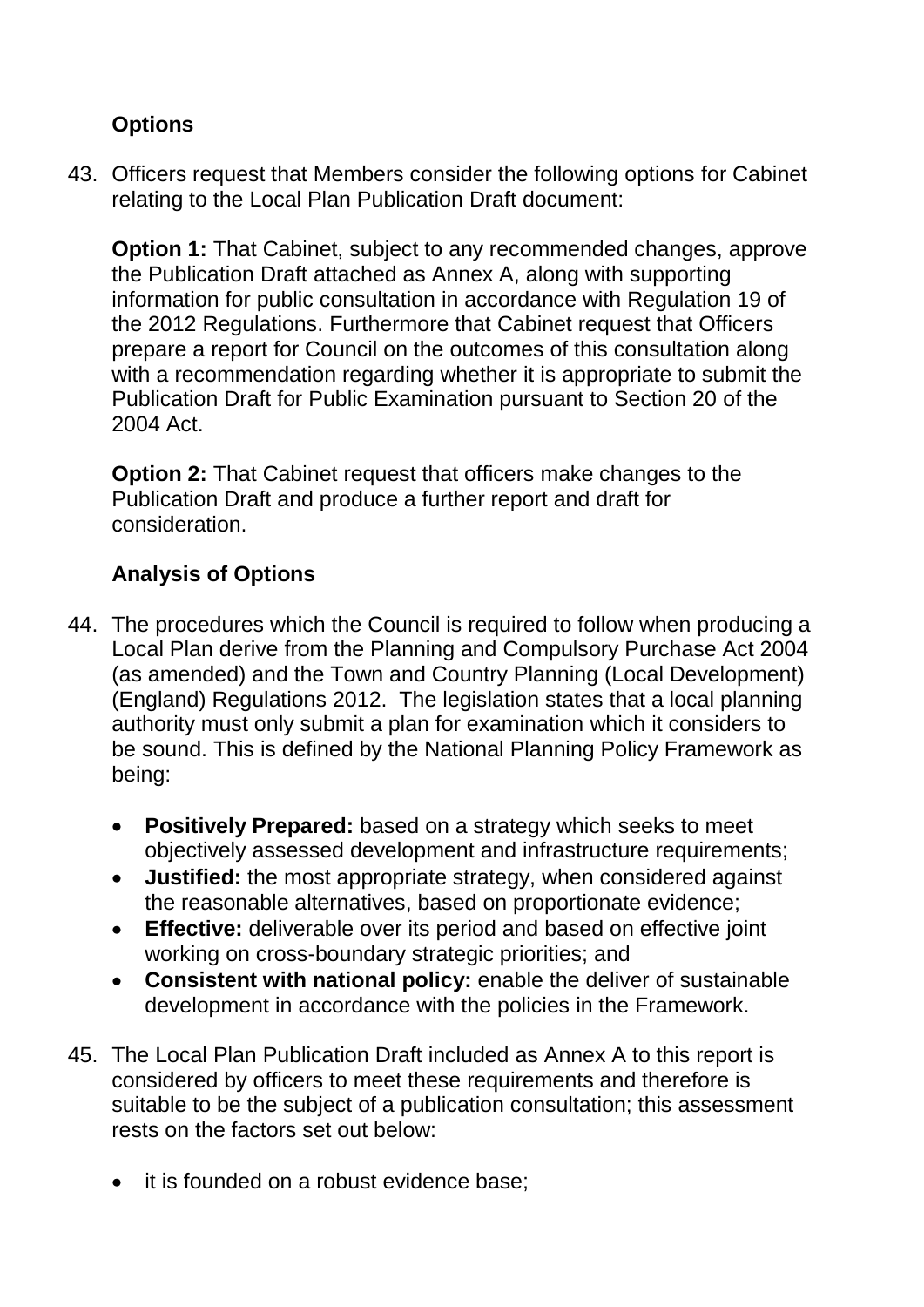**Options**

43. Officers request that Members consider the following options for Cabinet relating to the Local Plan Publication Draft document:

    **Option 1:** That Cabinet, subject to any recommended changes, approve the Publication Draft attached as Annex A, along with supporting information for public consultation in accordance with Regulation 19 of the 2012 Regulations. Furthermore that Cabinet request that Officers prepare a report for Council on the outcomes of this consultation along with a recommendation regarding whether it is appropriate to submit the Publication Draft for Public Examination pursuant to Section 20 of the 2004 Act.

    **Option 2:** That Cabinet request that officers make changes to the Publication Draft and produce a further report and draft for consideration.

**Analysis of Options**

44. The procedures which the Council is required to follow when producing a Local Plan derive from the Planning and Compulsory Purchase Act 2004 (as amended) and the Town and Country Planning (Local Development) (England) Regulations 2012. The legislation states that a local planning authority must only submit a plan for examination which it considers to be sound. This is defined by the National Planning Policy Framework as being:

    - **Positively Prepared:** based on a strategy which seeks to meet objectively assessed development and infrastructure requirements;
    - **Justified:** the most appropriate strategy, when considered against the reasonable alternatives, based on proportionate evidence;
    - **Effective:** deliverable over its period and based on effective joint working on cross-boundary strategic priorities; and
    - **Consistent with national policy:** enable the deliver of sustainable development in accordance with the policies in the Framework.

45. The Local Plan Publication Draft included as Annex A to this report is considered by officers to meet these requirements and therefore is suitable to be the subject of a publication consultation; this assessment rests on the factors set out below:

    - it is founded on a robust evidence base;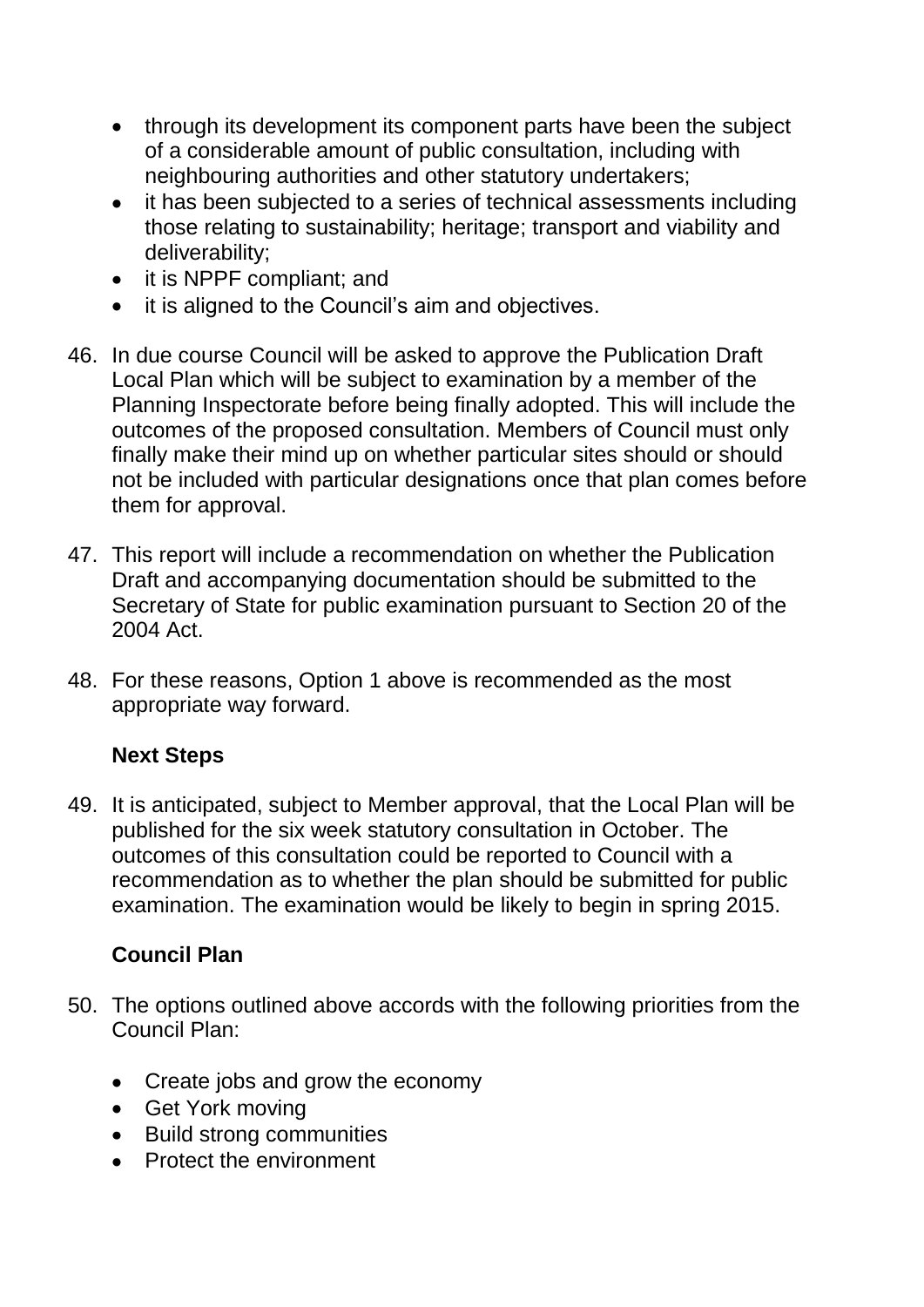- through its development its component parts have been the subject of a considerable amount of public consultation, including with neighbouring authorities and other statutory undertakers;
- it has been subjected to a series of technical assessments including those relating to sustainability; heritage; transport and viability and deliverability;
- it is NPPF compliant; and
- it is aligned to the Council's aim and objectives.

46. In due course Council will be asked to approve the Publication Draft Local Plan which will be subject to examination by a member of the Planning Inspectorate before being finally adopted. This will include the outcomes of the proposed consultation. Members of Council must only finally make their mind up on whether particular sites should or should not be included with particular designations once that plan comes before them for approval.

47. This report will include a recommendation on whether the Publication Draft and accompanying documentation should be submitted to the Secretary of State for public examination pursuant to Section 20 of the 2004 Act.

48. For these reasons, Option 1 above is recommended as the most appropriate way forward.

**Next Steps**

49. It is anticipated, subject to Member approval, that the Local Plan will be published for the six week statutory consultation in October. The outcomes of this consultation could be reported to Council with a recommendation as to whether the plan should be submitted for public examination. The examination would be likely to begin in spring 2015.

**Council Plan**

50. The options outlined above accords with the following priorities from the Council Plan:

    - Create jobs and grow the economy
    - Get York moving
    - Build strong communities
    - Protect the environment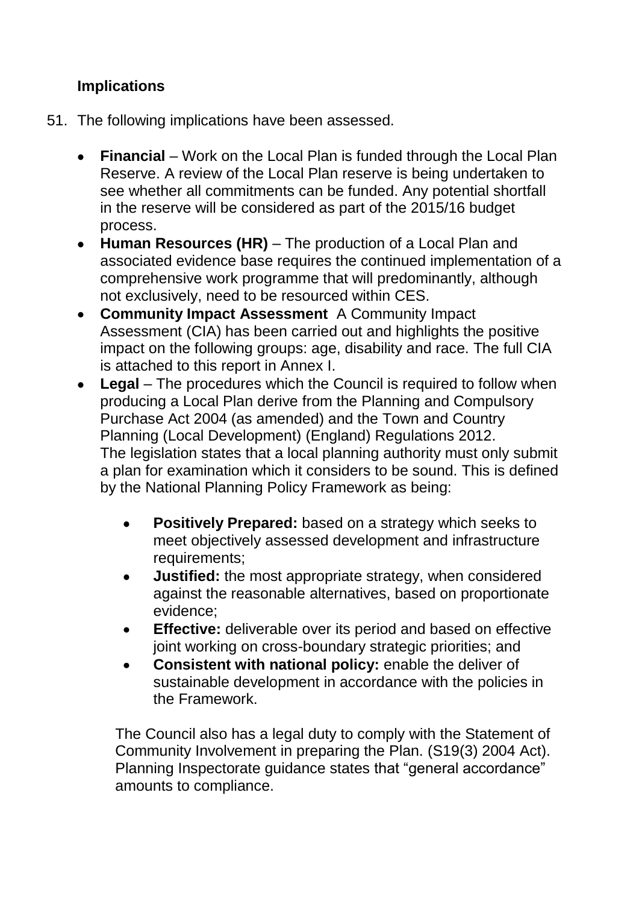### Implications

51. The following implications have been assessed.

    - **Financial** – Work on the Local Plan is funded through the Local Plan Reserve. A review of the Local Plan reserve is being undertaken to see whether all commitments can be funded. Any potential shortfall in the reserve will be considered as part of the 2015/16 budget process.
    - **Human Resources (HR)** – The production of a Local Plan and associated evidence base requires the continued implementation of a comprehensive work programme that will predominantly, although not exclusively, need to be resourced within CES.
    - **Community Impact Assessment** A Community Impact Assessment (CIA) has been carried out and highlights the positive impact on the following groups: age, disability and race. The full CIA is attached to this report in Annex I.
    - **Legal** – The procedures which the Council is required to follow when producing a Local Plan derive from the Planning and Compulsory Purchase Act 2004 (as amended) and the Town and Country Planning (Local Development) (England) Regulations 2012.
      The legislation states that a local planning authority must only submit a plan for examination which it considers to be sound. This is defined by the National Planning Policy Framework as being:

        - **Positively Prepared:** based on a strategy which seeks to meet objectively assessed development and infrastructure requirements;
        - **Justified:** the most appropriate strategy, when considered against the reasonable alternatives, based on proportionate evidence;
        - **Effective:** deliverable over its period and based on effective joint working on cross-boundary strategic priorities; and
        - **Consistent with national policy:** enable the deliver of sustainable development in accordance with the policies in the Framework.

      The Council also has a legal duty to comply with the Statement of Community Involvement in preparing the Plan. (S19(3) 2004 Act). Planning Inspectorate guidance states that "general accordance" amounts to compliance.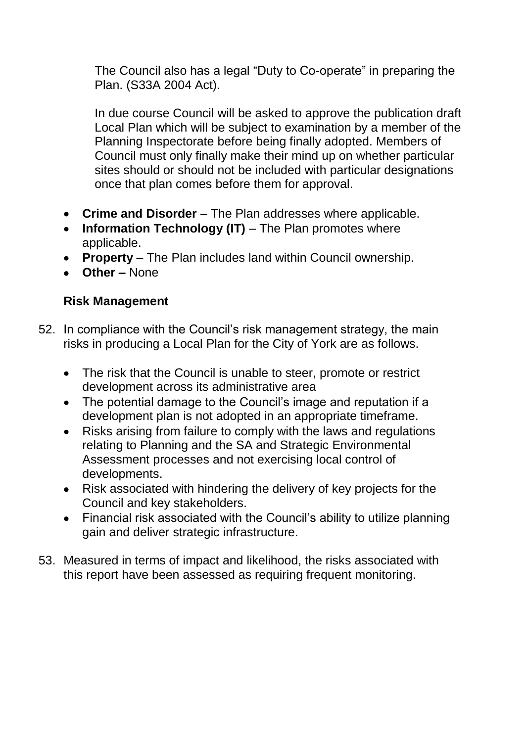The Council also has a legal “Duty to Co-operate” in preparing the Plan. (S33A 2004 Act).

In due course Council will be asked to approve the publication draft Local Plan which will be subject to examination by a member of the Planning Inspectorate before being finally adopted. Members of Council must only finally make their mind up on whether particular sites should or should not be included with particular designations once that plan comes before them for approval.

- **Crime and Disorder** – The Plan addresses where applicable.
- **Information Technology (IT)** – The Plan promotes where applicable.
- **Property** – The Plan includes land within Council ownership.
- **Other –** None

**Risk Management**

52. In compliance with the Council’s risk management strategy, the main risks in producing a Local Plan for the City of York are as follows.

    - The risk that the Council is unable to steer, promote or restrict development across its administrative area
    - The potential damage to the Council’s image and reputation if a development plan is not adopted in an appropriate timeframe.
    - Risks arising from failure to comply with the laws and regulations relating to Planning and the SA and Strategic Environmental Assessment processes and not exercising local control of developments.
    - Risk associated with hindering the delivery of key projects for the Council and key stakeholders.
    - Financial risk associated with the Council’s ability to utilize planning gain and deliver strategic infrastructure.

53. Measured in terms of impact and likelihood, the risks associated with this report have been assessed as requiring frequent monitoring.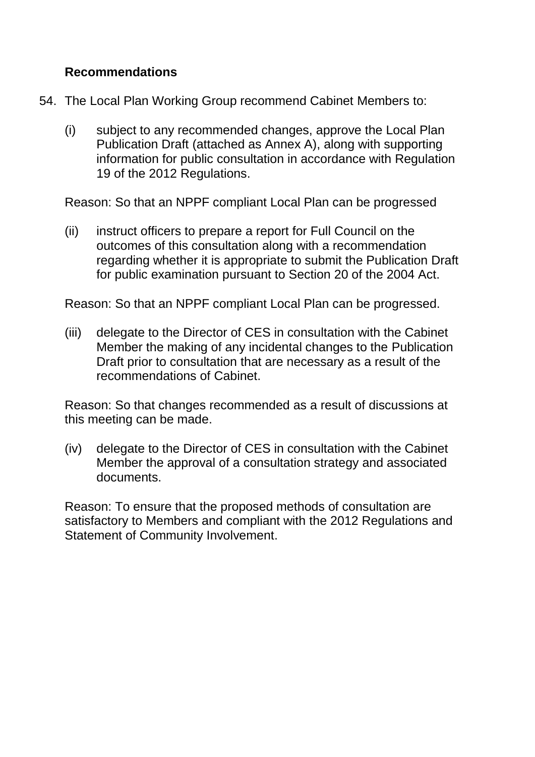## Recommendations

54. The Local Plan Working Group recommend Cabinet Members to:

    (i) subject to any recommended changes, approve the Local Plan Publication Draft (attached as Annex A), along with supporting information for public consultation in accordance with Regulation 19 of the 2012 Regulations.

    Reason: So that an NPPF compliant Local Plan can be progressed

    (ii) instruct officers to prepare a report for Full Council on the outcomes of this consultation along with a recommendation regarding whether it is appropriate to submit the Publication Draft for public examination pursuant to Section 20 of the 2004 Act.

    Reason: So that an NPPF compliant Local Plan can be progressed.

    (iii) delegate to the Director of CES in consultation with the Cabinet Member the making of any incidental changes to the Publication Draft prior to consultation that are necessary as a result of the recommendations of Cabinet.

    Reason: So that changes recommended as a result of discussions at this meeting can be made.

    (iv) delegate to the Director of CES in consultation with the Cabinet Member the approval of a consultation strategy and associated documents.

    Reason: To ensure that the proposed methods of consultation are satisfactory to Members and compliant with the 2012 Regulations and Statement of Community Involvement.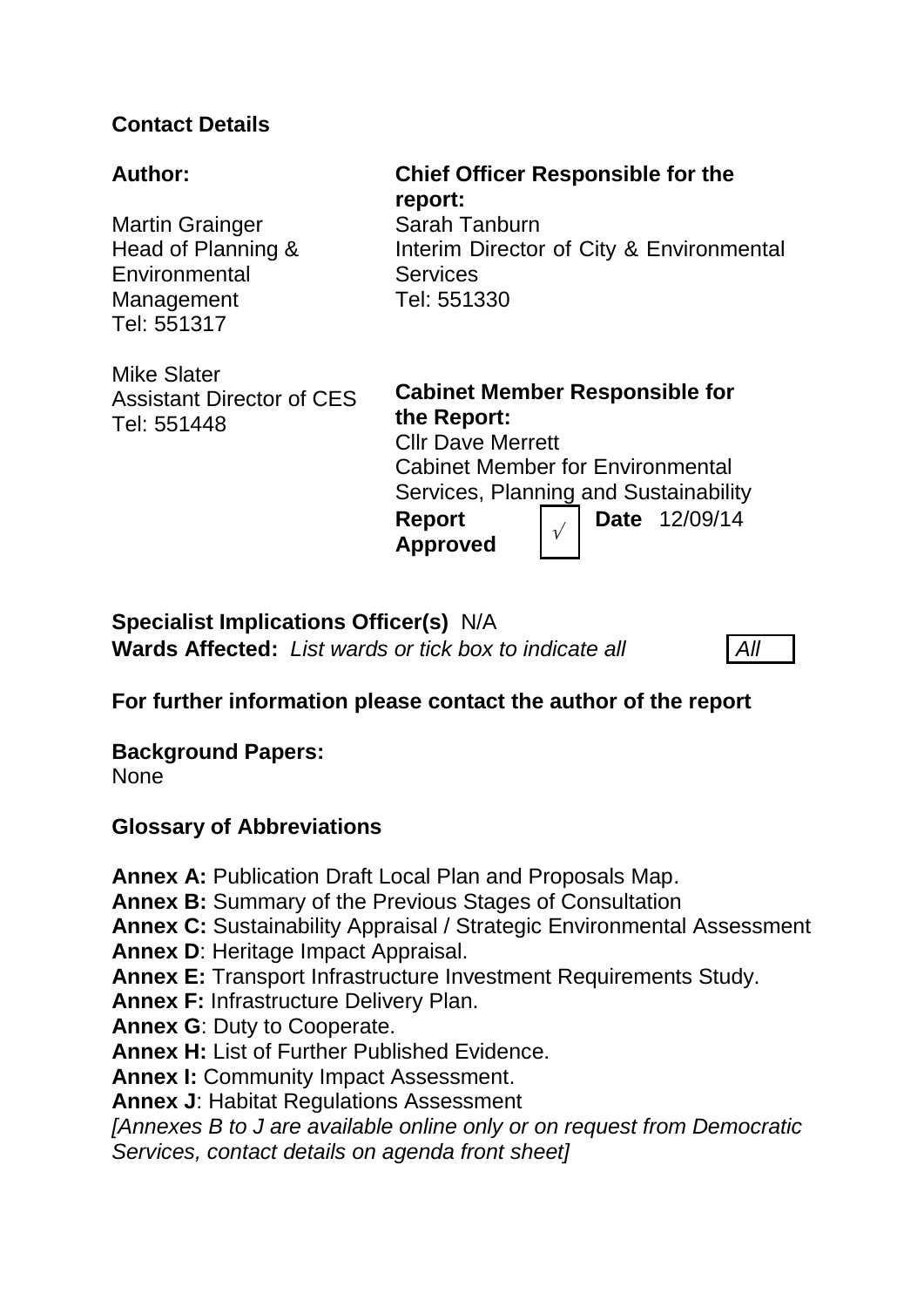**Contact Details**

| | |
|---|---|
| **Author:** | **Chief Officer Responsible for the report:** |
| Martin Grainger<br>Head of Planning & Environmental Management<br>Tel: 551317 | Sarah Tanburn<br>Interim Director of City & Environmental Services<br>Tel: 551330 |
| Mike Slater<br>Assistant Director of CES<br>Tel: 551448 | **Cabinet Member Responsible for the Report:**<br>Cllr Dave Merrett<br>Cabinet Member for Environmental Services, Planning and Sustainability |
| | **Report Approved** √ **Date** 12/09/14 |

**Specialist Implications Officer(s)** N/A

**Wards Affected:** *List wards or tick box to indicate all* *All*

**For further information please contact the author of the report**

**Background Papers:**
None

**Glossary of Abbreviations**

**Annex A:** Publication Draft Local Plan and Proposals Map.
**Annex B:** Summary of the Previous Stages of Consultation
**Annex C:** Sustainability Appraisal / Strategic Environmental Assessment
**Annex D**: Heritage Impact Appraisal.
**Annex E:** Transport Infrastructure Investment Requirements Study.
**Annex F:** Infrastructure Delivery Plan.
**Annex G**: Duty to Cooperate.
**Annex H:** List of Further Published Evidence.
**Annex I:** Community Impact Assessment.
**Annex J**: Habitat Regulations Assessment
*[Annexes B to J are available online only or on request from Democratic Services, contact details on agenda front sheet]*